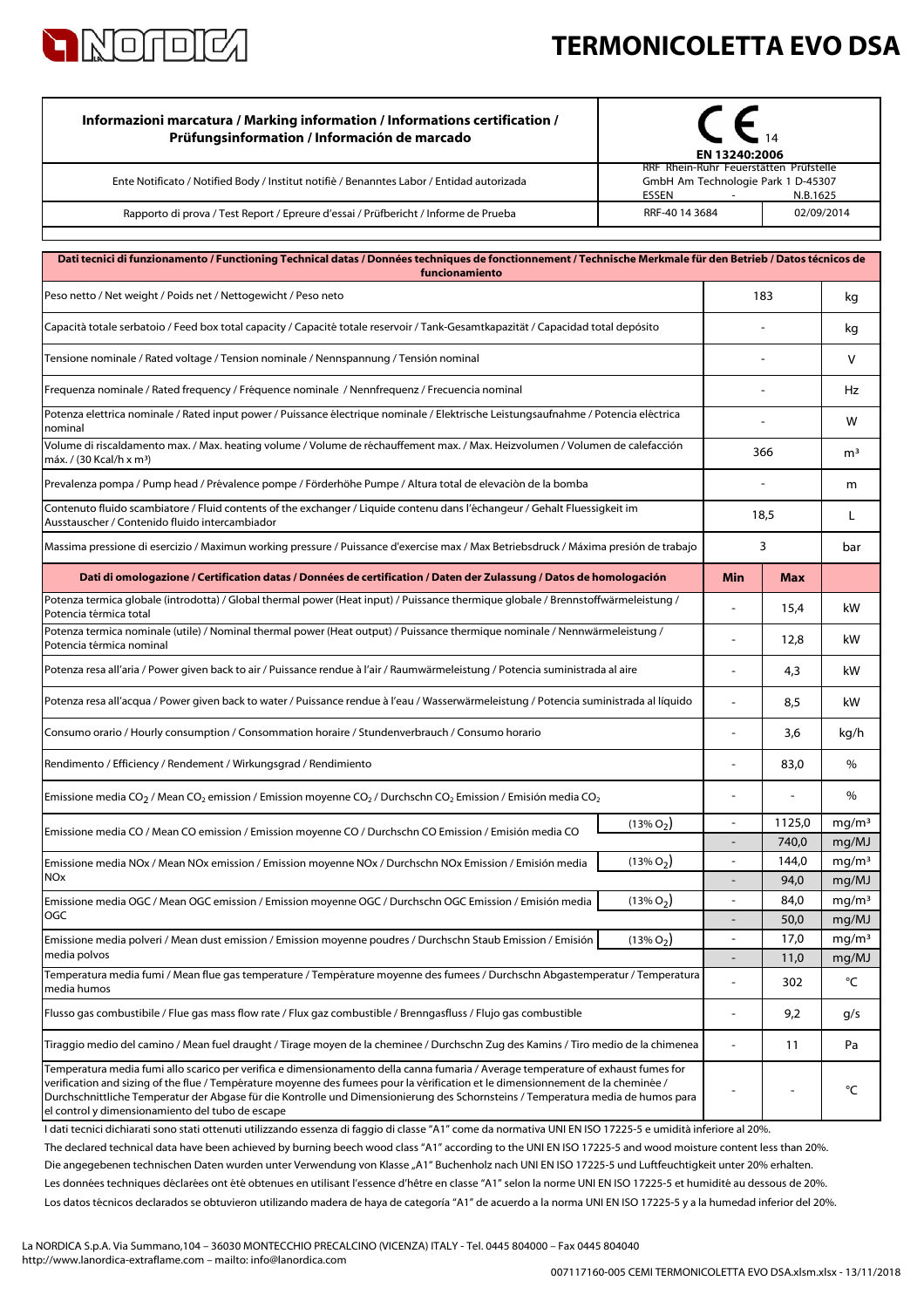# TERMONICOLETTA EVO DSA

| Informazioni marcatura / Marking information / Informations certification / Prüfungsinformation / Información de marcado | CE 14 EN 13240:2006 | |
|---|---|---|
| Ente Notificato / Notified Body / Institut notifiè / Benanntes Labor / Entidad autorizada | RRF Rhein-Ruhr Feuerstätten Prüfstelle GmbH Am Technologie Park 1 D-45307 ESSEN - | N.B.1625 |
| Rapporto di prova / Test Report / Epreure d'essai / Prüfbericht / Informe de Prueba | RRF-40 14 3684 | 02/09/2014 |

| Dati tecnici di funzionamento / Functioning Technical datas / Données techniques de fonctionnement / Technische Merkmale für den Betrieb / Datos técnicos de funcionamiento | | | | |
|---|---|---|---|---|
| Peso netto / Net weight / Poids net / Nettogewicht / Peso neto | | 183 | | kg |
| Capacità totale serbatoio / Feed box total capacity / Capacité totale reservoir / Tank-Gesamtkapazität / Capacidad total depósito | | - | | kg |
| Tensione nominale / Rated voltage / Tension nominale / Nennspannung / Tensión nominal | | - | | V |
| Frequenza nominale / Rated frequency / Fréquence nominale / Nennfrequenz / Frecuencia nominal | | - | | Hz |
| Potenza elettrica nominale / Rated input power / Puissance électrique nominale / Elektrische Leistungsaufnahme / Potencia eléctrica nominal | | - | | W |
| Volume di riscaldamento max. / Max. heating volume / Volume de réchauffement max. / Max. Heizvolumen / Volumen de calefacción máx. / (30 Kcal/h x $m^3$) | | 366 | | $m^3$ |
| Prevalenza pompa / Pump head / Prévalence pompe / Förderhöhe Pumpe / Altura total de elevaciòn de la bomba | | - | | m |
| Contenuto fluido scambiatore / Fluid contents of the exchanger / Liquide contenu dans l'échangeur / Gehalt Fluessigkeit im Ausstauscher / Contenido fluido intercambiador | | 18,5 | | L |
| Massima pressione di esercizio / Maximun working pressure / Puissance d'exercise max / Max Betriebsdruck / Máxima presión de trabajo | | 3 | | bar |
| **Dati di omologazione / Certification datas / Données de certification / Daten der Zulassung / Datos de homologación** | | **Min** | **Max** | |
| Potenza termica globale (introdotta) / Global thermal power (Heat input) / Puissance thermique globale / Brennstoffwärmeleistung / Potencia térmica total | | - | 15,4 | kW |
| Potenza termica nominale (utile) / Nominal thermal power (Heat output) / Puissance thermique nominale / Nennwärmeleistung / Potencia térmica nominal | | - | 12,8 | kW |
| Potenza resa all'aria / Power given back to air / Puissance rendue à l'air / Raumwärmeleistung / Potencia suministrada al aire | | - | 4,3 | kW |
| Potenza resa all'acqua / Power given back to water / Puissance rendue à l'eau / Wasserwärmeleistung / Potencia suministrada al líquido | | - | 8,5 | kW |
| Consumo orario / Hourly consumption / Consommation horaire / Stundenverbrauch / Consumo horario | | - | 3,6 | kg/h |
| Rendimento / Efficiency / Rendement / Wirkungsgrad / Rendimiento | | - | 83,0 | % |
| Emissione media $CO_2$ / Mean $CO_2$ emission / Emission moyenne $CO_2$ / Durchschn $CO_2$ Emission / Emisión media $CO_2$ | | - | - | % |
| Emissione media CO / Mean CO emission / Emission moyenne CO / Durchschn CO Emission / Emisión media CO | (13% $O_2$) | - | 1125,0 | mg/$m^3$ |
| | | - | 740,0 | mg/MJ |
| Emissione media NOx / Mean NOx emission / Emission moyenne NOx / Durchschn NOx Emission / Emisión media NOx | (13% $O_2$) | - | 144,0 | mg/$m^3$ |
| | | - | 94,0 | mg/MJ |
| Emissione media OGC / Mean OGC emission / Emission moyenne OGC / Durchschn OGC Emission / Emisión media OGC | (13% $O_2$) | - | 84,0 | mg/$m^3$ |
| | | - | 50,0 | mg/MJ |
| Emissione media polveri / Mean dust emission / Emission moyenne poudres / Durchschn Staub Emission / Emisión media polvos | (13% $O_2$) | - | 17,0 | mg/$m^3$ |
| | | - | 11,0 | mg/MJ |
| Temperatura media fumi / Mean flue gas temperature / Température moyenne des fumees / Durchschn Abgastemperatur / Temperatura media humos | | - | 302 | °C |
| Flusso gas combustibile / Flue gas mass flow rate / Flux gaz combustible / Brenngasfluss / Flujo gas combustible | | - | 9,2 | g/s |
| Tiraggio medio del camino / Mean fuel draught / Tirage moyen de la cheminee / Durchschn Zug des Kamins / Tiro medio de la chimenea | | - | 11 | Pa |
| Temperatura media fumi allo scarico per verifica e dimensionamento della canna fumaria / Average temperature of exhaust fumes for verification and sizing of the flue / Température moyenne des fumees pour la vèrification et le dimensionnement de la cheminée / Durchschnittliche Temperatur der Abgase für die Kontrolle und Dimensionierung des Schornsteins / Temperatura media de humos para el control y dimensionamiento del tubo de escape | | - | - | °C |

I dati tecnici dichiarati sono stati ottenuti utilizzando essenza di faggio di classe "A1" come da normativa UNI EN ISO 17225-5 e umidità inferiore al 20%.

The declared technical data have been achieved by burning beech wood class "A1" according to the UNI EN ISO 17225-5 and wood moisture content less than 20%.

Die angegebenen technischen Daten wurden unter Verwendung von Klasse „A1" Buchenholz nach UNI EN ISO 17225-5 und Luftfeuchtigkeit unter 20% erhalten.

Les données techniques déclarées ont été obtenues en utilisant l'essence d'hêtre en classe "A1" selon la norme UNI EN ISO 17225-5 et humidité au dessous de 20%.

Los datos técnicos declarados se obtuvieron utilizando madera de haya de categoría "A1" de acuerdo a la norma UNI EN ISO 17225-5 y a la humedad inferior del 20%.

La NORDICA S.p.A. Via Summano,104 – 36030 MONTECCHIO PRECALCINO (VICENZA) ITALY - Tel. 0445 804000 – Fax 0445 804040
http://www.lanordica-extraflame.com – mailto: info@lanordica.com

007117160-005 CEMI TERMONICOLETTA EVO DSA.xlsm.xlsx - 13/11/2018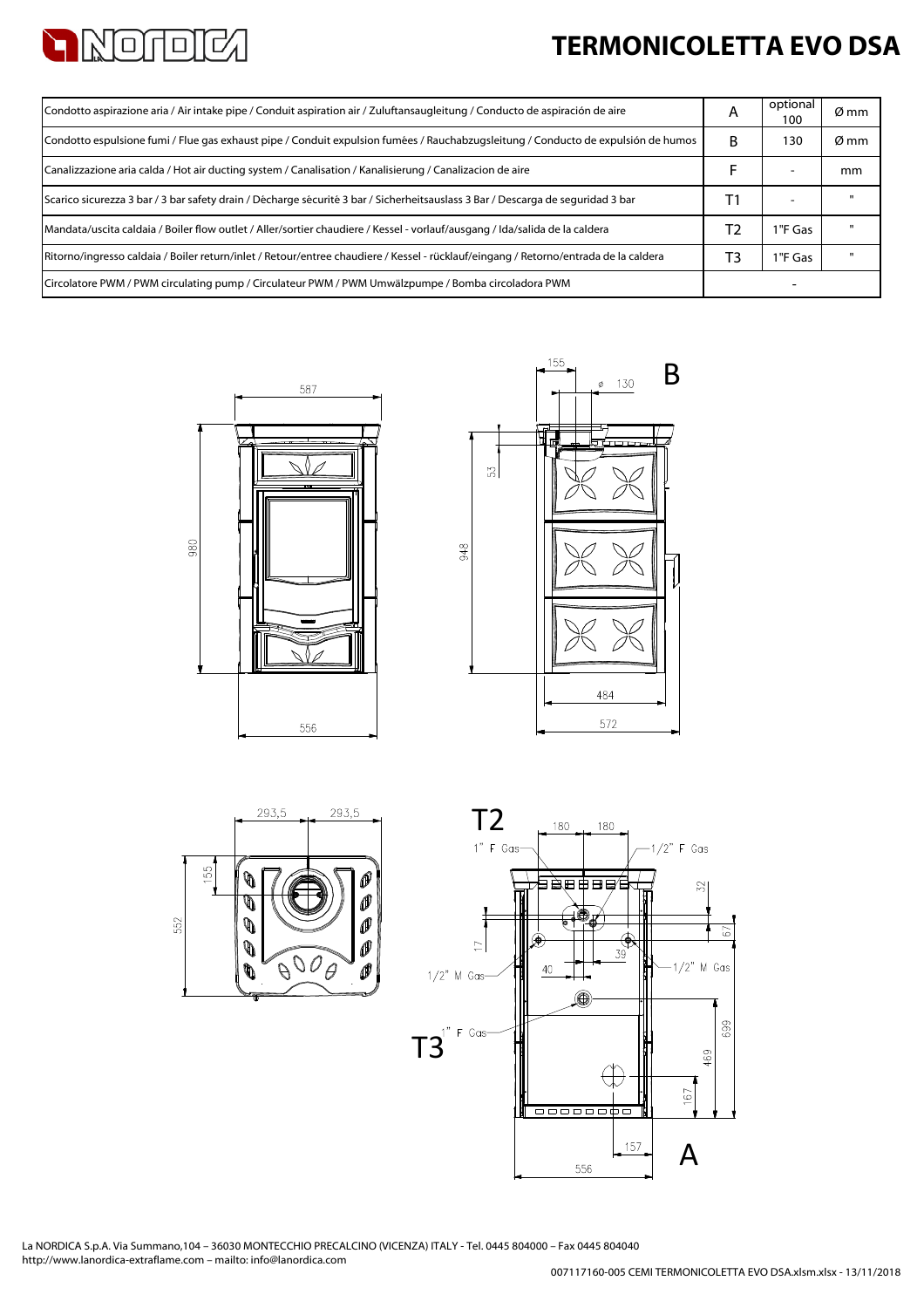# TERMONICOLETTA EVO DSA

| | | | |
|---|---|---|---|
| Condotto aspirazione aria / Air intake pipe / Conduit aspiration air / Zuluftansaugleitung / Conducto de aspiración de aire | A | optional 100 | Ø mm |
| Condotto espulsione fumi / Flue gas exhaust pipe / Conduit expulsion fumées / Rauchabzugsleitung / Conducto de expulsión de humos | B | 130 | Ø mm |
| Canalizzazione aria calda / Hot air ducting system / Canalisation / Kanalisierung / Canalizacion de aire | F | - | mm |
| Scarico sicurezza 3 bar / 3 bar safety drain / Décharge sécurité 3 bar / Sicherheitsauslass 3 Bar / Descarga de seguridad 3 bar | T1 | - | " |
| Mandata/uscita caldaia / Boiler flow outlet / Aller/sortier chaudiere / Kessel - vorlauf/ausgang / Ida/salida de la caldera | T2 | 1"F Gas | " |
| Ritorno/ingresso caldaia / Boiler return/inlet / Retour/entree chaudiere / Kessel - rücklauf/eingang / Retorno/entrada de la caldera | T3 | 1"F Gas | " |
| Circolatore PWM / PWM circulating pump / Circulateur PWM / PWM Umwälzpumpe / Bomba circoladora PWM | - | | |

587
980
556

155
ø 130
B
53
948
484
572

293,5
293,5
155
552

T2
180
180
1" F Gas
1/2" F Gas
32
67
17
39
40
1/2" M Gas
1/2" M Gas
T3
1" F Gas
699
469
167
157
556
A

La NORDICA S.p.A. Via Summano,104 – 36030 MONTECCHIO PRECALCINO (VICENZA) ITALY - Tel. 0445 804000 – Fax 0445 804040
http://www.lanordica-extraflame.com – mailto: info@lanordica.com

007117160-005 CEMI TERMONICOLETTA EVO DSA.xlsm.xlsx - 13/11/2018